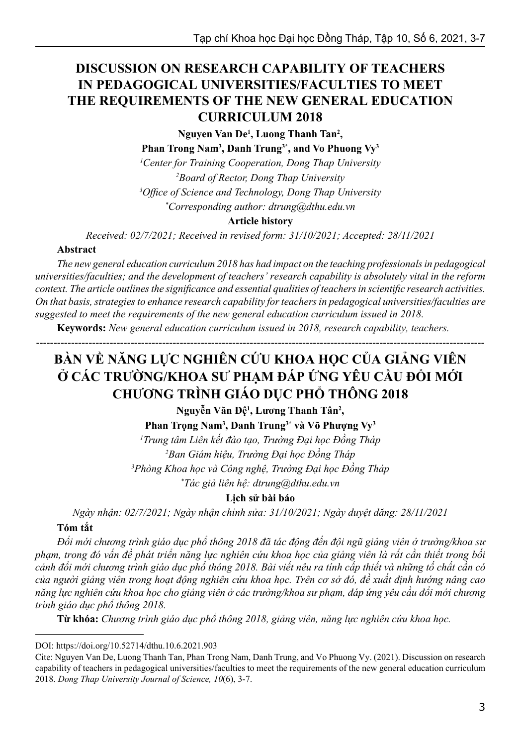# DISCUSSION ON RESEARCH CAPABILITY OF TEACHERS IN PEDAGOGICAL UNIVERSITIES/FACULTIES TO MEET THE REQUIREMENTS OF THE NEW GENERAL EDUCATION CURRICULUM 2018

**Nguyen Van De[1], Luong Thanh Tan[2], Phan Trong Nam[3], Danh Trung[3*], and Vo Phuong Vy[3]**

*[1]Center for Training Cooperation, Dong Thap University*

*[2]Board of Rector, Dong Thap University*

*[3]Office of Science and Technology, Dong Thap University*

*[*]Corresponding author: dtrung@dthu.edu.vn*

**Article history**

*Received: 02/7/2021; Received in revised form: 31/10/2021; Accepted: 28/11/2021*

**Abstract**

*The new general education curriculum 2018 has had impact on the teaching professionals in pedagogical universities/faculties; and the development of teachers' research capability is absolutely vital in the reform context. The article outlines the significance and essential qualities of teachers in scientific research activities. On that basis, strategies to enhance research capability for teachers in pedagogical universities/faculties are suggested to meet the requirements of the new general education curriculum issued in 2018.*

**Keywords:** *New general education curriculum issued in 2018, research capability, teachers.*

---

# BÀN VỀ NĂNG LỰC NGHIÊN CỨU KHOA HỌC CỦA GIẢNG VIÊN Ở CÁC TRƯỜNG/KHOA SƯ PHẠM ĐÁP ỨNG YÊU CẦU ĐỔI MỚI CHƯƠNG TRÌNH GIÁO DỤC PHỔ THÔNG 2018

**Nguyễn Văn Đệ[1], Lương Thanh Tân[2], Phan Trọng Nam[3], Danh Trung[3*] và Võ Phượng Vy[3]**

*[1]Trung tâm Liên kết đào tạo, Trường Đại học Đồng Tháp*

*[2]Ban Giám hiệu, Trường Đại học Đồng Tháp*

*[3]Phòng Khoa học và Công nghệ, Trường Đại học Đồng Tháp*

*[*]Tác giả liên hệ: dtrung@dthu.edu.vn*

**Lịch sử bài báo**

*Ngày nhận: 02/7/2021; Ngày nhận chỉnh sửa: 31/10/2021; Ngày duyệt đăng: 28/11/2021*

**Tóm tắt**

*Đổi mới chương trình giáo dục phổ thông 2018 đã tác động đến đội ngũ giảng viên ở trường/khoa sư phạm, trong đó vấn đề phát triển năng lực nghiên cứu khoa học của giảng viên là rất cần thiết trong bối cảnh đổi mới chương trình giáo dục phổ thông 2018. Bài viết nêu ra tính cấp thiết và những tố chất cần có của người giảng viên trong hoạt động nghiên cứu khoa học. Trên cơ sở đó, đề xuất định hướng nâng cao năng lực nghiên cứu khoa học cho giảng viên ở các trường/khoa sư phạm, đáp ứng yêu cầu đổi mới chương trình giáo dục phổ thông 2018.*

**Từ khóa:** *Chương trình giáo dục phổ thông 2018, giảng viên, năng lực nghiên cứu khoa học.*

---

DOI: https://doi.org/10.52714/dthu.10.6.2021.903

Cite: Nguyen Van De, Luong Thanh Tan, Phan Trong Nam, Danh Trung, and Vo Phuong Vy. (2021). Discussion on research capability of teachers in pedagogical universities/faculties to meet the requirements of the new general education curriculum 2018. *Dong Thap University Journal of Science, 10*(6), 3-7.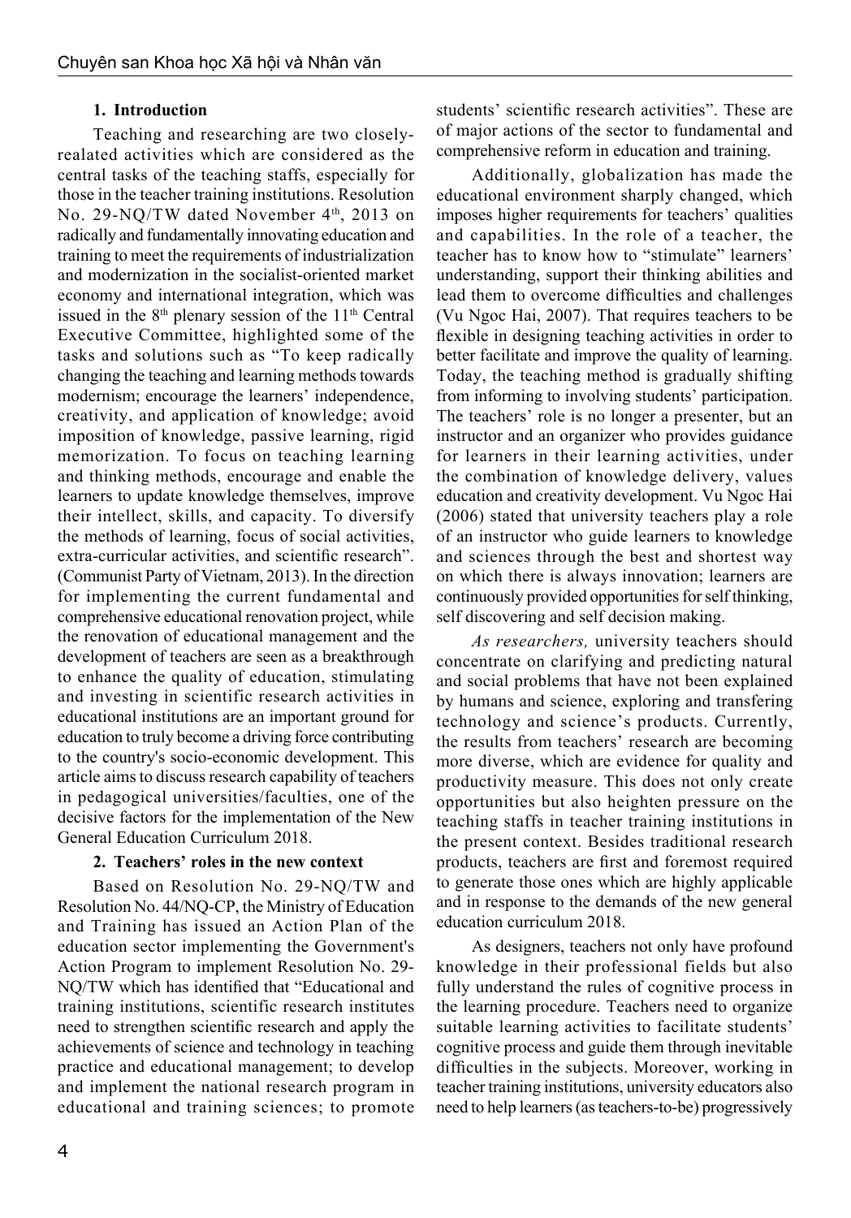## 1. Introduction

Teaching and researching are two closely-realated activities which are considered as the central tasks of the teaching staffs, especially for those in the teacher training institutions. Resolution No. 29-NQ/TW dated November 4th, 2013 on radically and fundamentally innovating education and training to meet the requirements of industrialization and modernization in the socialist-oriented market economy and international integration, which was issued in the 8th plenary session of the 11th Central Executive Committee, highlighted some of the tasks and solutions such as "To keep radically changing the teaching and learning methods towards modernism; encourage the learners' independence, creativity, and application of knowledge; avoid imposition of knowledge, passive learning, rigid memorization. To focus on teaching learning and thinking methods, encourage and enable the learners to update knowledge themselves, improve their intellect, skills, and capacity. To diversify the methods of learning, focus of social activities, extra-curricular activities, and scientific research". (Communist Party of Vietnam, 2013). In the direction for implementing the current fundamental and comprehensive educational renovation project, while the renovation of educational management and the development of teachers are seen as a breakthrough to enhance the quality of education, stimulating and investing in scientific research activities in educational institutions are an important ground for education to truly become a driving force contributing to the country's socio-economic development. This article aims to discuss research capability of teachers in pedagogical universities/faculties, one of the decisive factors for the implementation of the New General Education Curriculum 2018.

## 2. Teachers' roles in the new context

Based on Resolution No. 29-NQ/TW and Resolution No. 44/NQ-CP, the Ministry of Education and Training has issued an Action Plan of the education sector implementing the Government's Action Program to implement Resolution No. 29-NQ/TW which has identified that "Educational and training institutions, scientific research institutes need to strengthen scientific research and apply the achievements of science and technology in teaching practice and educational management; to develop and implement the national research program in educational and training sciences; to promote students' scientific research activities". These are of major actions of the sector to fundamental and comprehensive reform in education and training.

Additionally, globalization has made the educational environment sharply changed, which imposes higher requirements for teachers' qualities and capabilities. In the role of a teacher, the teacher has to know how to "stimulate" learners' understanding, support their thinking abilities and lead them to overcome difficulties and challenges (Vu Ngoc Hai, 2007). That requires teachers to be flexible in designing teaching activities in order to better facilitate and improve the quality of learning. Today, the teaching method is gradually shifting from informing to involving students' participation. The teachers' role is no longer a presenter, but an instructor and an organizer who provides guidance for learners in their learning activities, under the combination of knowledge delivery, values education and creativity development. Vu Ngoc Hai (2006) stated that university teachers play a role of an instructor who guide learners to knowledge and sciences through the best and shortest way on which there is always innovation; learners are continuously provided opportunities for self thinking, self discovering and self decision making.

*As researchers,* university teachers should concentrate on clarifying and predicting natural and social problems that have not been explained by humans and science, exploring and transfering technology and science's products. Currently, the results from teachers' research are becoming more diverse, which are evidence for quality and productivity measure. This does not only create opportunities but also heighten pressure on the teaching staffs in teacher training institutions in the present context. Besides traditional research products, teachers are first and foremost required to generate those ones which are highly applicable and in response to the demands of the new general education curriculum 2018.

As designers, teachers not only have profound knowledge in their professional fields but also fully understand the rules of cognitive process in the learning procedure. Teachers need to organize suitable learning activities to facilitate students' cognitive process and guide them through inevitable difficulties in the subjects. Moreover, working in teacher training institutions, university educators also need to help learners (as teachers-to-be) progressively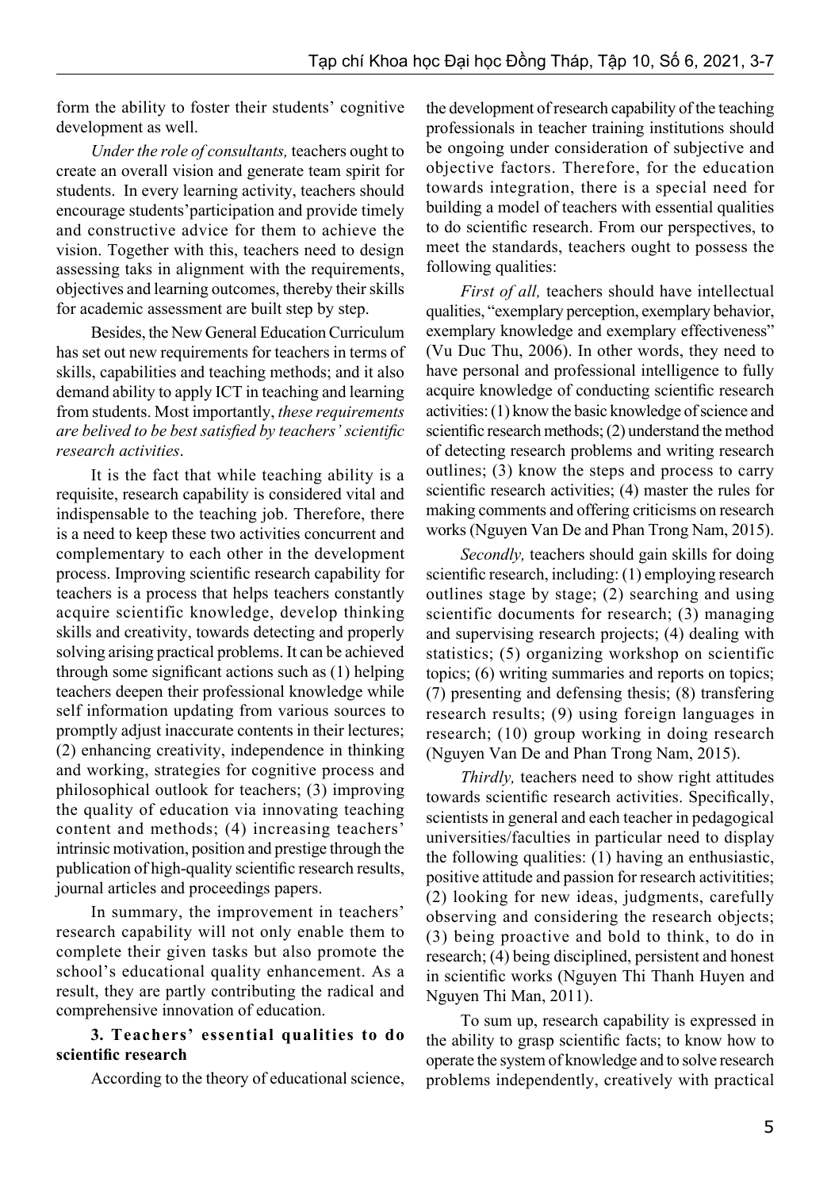form the ability to foster their students' cognitive development as well.

*Under the role of consultants,* teachers ought to create an overall vision and generate team spirit for students. In every learning activity, teachers should encourage students'participation and provide timely and constructive advice for them to achieve the vision. Together with this, teachers need to design assessing taks in alignment with the requirements, objectives and learning outcomes, thereby their skills for academic assessment are built step by step.

Besides, the New General Education Curriculum has set out new requirements for teachers in terms of skills, capabilities and teaching methods; and it also demand ability to apply ICT in teaching and learning from students. Most importantly, *these requirements are belived to be best satisfied by teachers' scientific research activities*.

It is the fact that while teaching ability is a requisite, research capability is considered vital and indispensable to the teaching job. Therefore, there is a need to keep these two activities concurrent and complementary to each other in the development process. Improving scientific research capability for teachers is a process that helps teachers constantly acquire scientific knowledge, develop thinking skills and creativity, towards detecting and properly solving arising practical problems. It can be achieved through some significant actions such as (1) helping teachers deepen their professional knowledge while self information updating from various sources to promptly adjust inaccurate contents in their lectures; (2) enhancing creativity, independence in thinking and working, strategies for cognitive process and philosophical outlook for teachers; (3) improving the quality of education via innovating teaching content and methods; (4) increasing teachers' intrinsic motivation, position and prestige through the publication of high-quality scientific research results, journal articles and proceedings papers.

In summary, the improvement in teachers' research capability will not only enable them to complete their given tasks but also promote the school's educational quality enhancement. As a result, they are partly contributing the radical and comprehensive innovation of education.

## 3. Teachers' essential qualities to do scientific research

According to the theory of educational science, the development of research capability of the teaching professionals in teacher training institutions should be ongoing under consideration of subjective and objective factors. Therefore, for the education towards integration, there is a special need for building a model of teachers with essential qualities to do scientific research. From our perspectives, to meet the standards, teachers ought to possess the following qualities:

*First of all,* teachers should have intellectual qualities, "exemplary perception, exemplary behavior, exemplary knowledge and exemplary effectiveness" (Vu Duc Thu, 2006). In other words, they need to have personal and professional intelligence to fully acquire knowledge of conducting scientific research activities: (1) know the basic knowledge of science and scientific research methods; (2) understand the method of detecting research problems and writing research outlines; (3) know the steps and process to carry scientific research activities; (4) master the rules for making comments and offering criticisms on research works (Nguyen Van De and Phan Trong Nam, 2015).

*Secondly,* teachers should gain skills for doing scientific research, including: (1) employing research outlines stage by stage; (2) searching and using scientific documents for research; (3) managing and supervising research projects; (4) dealing with statistics; (5) organizing workshop on scientific topics; (6) writing summaries and reports on topics; (7) presenting and defensing thesis; (8) transfering research results; (9) using foreign languages in research; (10) group working in doing research (Nguyen Van De and Phan Trong Nam, 2015).

*Thirdly,* teachers need to show right attitudes towards scientific research activities. Specifically, scientists in general and each teacher in pedagogical universities/faculties in particular need to display the following qualities: (1) having an enthusiastic, positive attitude and passion for research activitities; (2) looking for new ideas, judgments, carefully observing and considering the research objects; (3) being proactive and bold to think, to do in research; (4) being disciplined, persistent and honest in scientific works (Nguyen Thi Thanh Huyen and Nguyen Thi Man, 2011).

To sum up, research capability is expressed in the ability to grasp scientific facts; to know how to operate the system of knowledge and to solve research problems independently, creatively with practical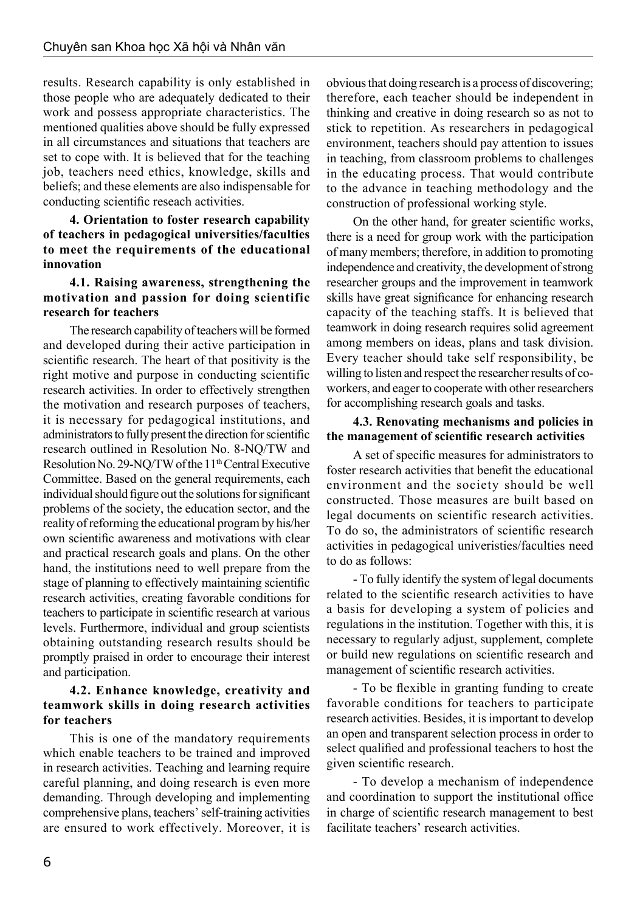results. Research capability is only established in those people who are adequately dedicated to their work and possess appropriate characteristics. The mentioned qualities above should be fully expressed in all circumstances and situations that teachers are set to cope with. It is believed that for the teaching job, teachers need ethics, knowledge, skills and beliefs; and these elements are also indispensable for conducting scientific reseach activities.

### 4. Orientation to foster research capability of teachers in pedagogical universities/faculties to meet the requirements of the educational innovation

#### 4.1. Raising awareness, strengthening the motivation and passion for doing scientific research for teachers

The research capability of teachers will be formed and developed during their active participation in scientific research. The heart of that positivity is the right motive and purpose in conducting scientific research activities. In order to effectively strengthen the motivation and research purposes of teachers, it is necessary for pedagogical institutions, and administrators to fully present the direction for scientific research outlined in Resolution No. 8-NQ/TW and Resolution No. 29-NQ/TW of the 11th Central Executive Committee. Based on the general requirements, each individual should figure out the solutions for significant problems of the society, the education sector, and the reality of reforming the educational program by his/her own scientific awareness and motivations with clear and practical research goals and plans. On the other hand, the institutions need to well prepare from the stage of planning to effectively maintaining scientific research activities, creating favorable conditions for teachers to participate in scientific research at various levels. Furthermore, individual and group scientists obtaining outstanding research results should be promptly praised in order to encourage their interest and participation.

#### 4.2. Enhance knowledge, creativity and teamwork skills in doing research activities for teachers

This is one of the mandatory requirements which enable teachers to be trained and improved in research activities. Teaching and learning require careful planning, and doing research is even more demanding. Through developing and implementing comprehensive plans, teachers' self-training activities are ensured to work effectively. Moreover, it is obvious that doing research is a process of discovering; therefore, each teacher should be independent in thinking and creative in doing research so as not to stick to repetition. As researchers in pedagogical environment, teachers should pay attention to issues in teaching, from classroom problems to challenges in the educating process. That would contribute to the advance in teaching methodology and the construction of professional working style.

On the other hand, for greater scientific works, there is a need for group work with the participation of many members; therefore, in addition to promoting independence and creativity, the development of strong researcher groups and the improvement in teamwork skills have great significance for enhancing research capacity of the teaching staffs. It is believed that teamwork in doing research requires solid agreement among members on ideas, plans and task division. Every teacher should take self responsibility, be willing to listen and respect the researcher results of co-workers, and eager to cooperate with other researchers for accomplishing research goals and tasks.

#### 4.3. Renovating mechanisms and policies in the management of scientific research activities

A set of specific measures for administrators to foster research activities that benefit the educational environment and the society should be well constructed. Those measures are built based on legal documents on scientific research activities. To do so, the administrators of scientific research activities in pedagogical univeristies/faculties need to do as follows:

- To fully identify the system of legal documents related to the scientific research activities to have a basis for developing a system of policies and regulations in the institution. Together with this, it is necessary to regularly adjust, supplement, complete or build new regulations on scientific research and management of scientific research activities.

- To be flexible in granting funding to create favorable conditions for teachers to participate research activities. Besides, it is important to develop an open and transparent selection process in order to select qualified and professional teachers to host the given scientific research.

- To develop a mechanism of independence and coordination to support the institutional office in charge of scientific research management to best facilitate teachers' research activities.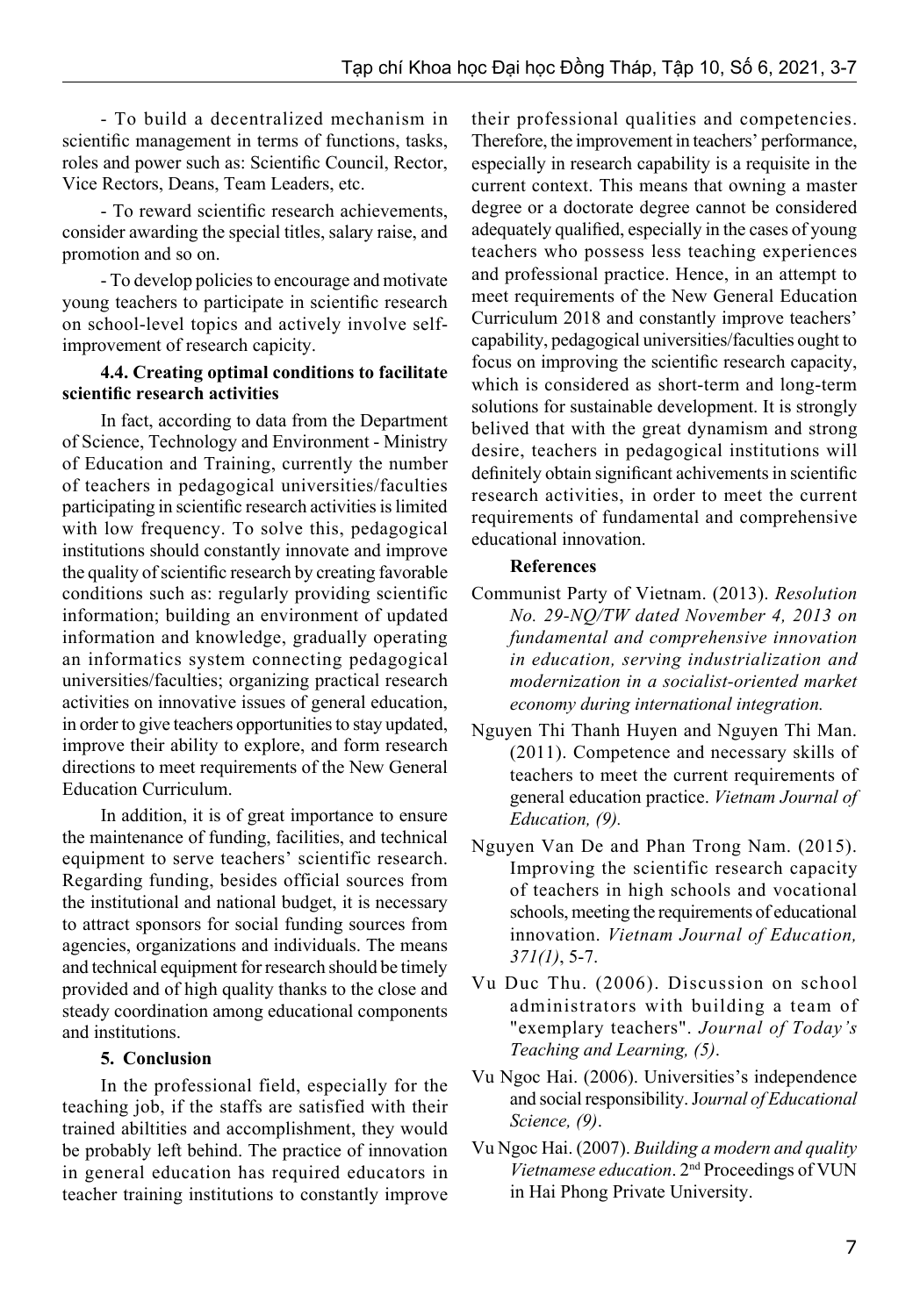- To build a decentralized mechanism in scientific management in terms of functions, tasks, roles and power such as: Scientific Council, Rector, Vice Rectors, Deans, Team Leaders, etc.

- To reward scientific research achievements, consider awarding the special titles, salary raise, and promotion and so on.

- To develop policies to encourage and motivate young teachers to participate in scientific research on school-level topics and actively involve self-improvement of research capicity.

### 4.4. Creating optimal conditions to facilitate scientific research activities

In fact, according to data from the Department of Science, Technology and Environment - Ministry of Education and Training, currently the number of teachers in pedagogical universities/faculties participating in scientific research activities is limited with low frequency. To solve this, pedagogical institutions should constantly innovate and improve the quality of scientific research by creating favorable conditions such as: regularly providing scientific information; building an environment of updated information and knowledge, gradually operating an informatics system connecting pedagogical universities/faculties; organizing practical research activities on innovative issues of general education, in order to give teachers opportunities to stay updated, improve their ability to explore, and form research directions to meet requirements of the New General Education Curriculum.

In addition, it is of great importance to ensure the maintenance of funding, facilities, and technical equipment to serve teachers' scientific research. Regarding funding, besides official sources from the institutional and national budget, it is necessary to attract sponsors for social funding sources from agencies, organizations and individuals. The means and technical equipment for research should be timely provided and of high quality thanks to the close and steady coordination among educational components and institutions.

## 5. Conclusion

In the professional field, especially for the teaching job, if the staffs are satisfied with their trained abiltities and accomplishment, they would be probably left behind. The practice of innovation in general education has required educators in teacher training institutions to constantly improve their professional qualities and competencies. Therefore, the improvement in teachers' performance, especially in research capability is a requisite in the current context. This means that owning a master degree or a doctorate degree cannot be considered adequately qualified, especially in the cases of young teachers who possess less teaching experiences and professional practice. Hence, in an attempt to meet requirements of the New General Education Curriculum 2018 and constantly improve teachers' capability, pedagogical universities/faculties ought to focus on improving the scientific research capacity, which is considered as short-term and long-term solutions for sustainable development. It is strongly belived that with the great dynamism and strong desire, teachers in pedagogical institutions will definitely obtain significant achivements in scientific research activities, in order to meet the current requirements of fundamental and comprehensive educational innovation.

## References

Communist Party of Vietnam. (2013). *Resolution No. 29-NQ/TW dated November 4, 2013 on fundamental and comprehensive innovation in education, serving industrialization and modernization in a socialist-oriented market economy during international integration.*

Nguyen Thi Thanh Huyen and Nguyen Thi Man. (2011). Competence and necessary skills of teachers to meet the current requirements of general education practice. *Vietnam Journal of Education, (9).*

Nguyen Van De and Phan Trong Nam. (2015). Improving the scientific research capacity of teachers in high schools and vocational schools, meeting the requirements of educational innovation. *Vietnam Journal of Education, 371(1)*, 5-7.

Vu Duc Thu. (2006). Discussion on school administrators with building a team of "exemplary teachers". *Journal of Today's Teaching and Learning, (5)*.

Vu Ngoc Hai. (2006). Universities's independence and social responsibility. J*ournal of Educational Science, (9)*.

Vu Ngoc Hai. (2007). *Building a modern and quality Vietnamese education*. 2nd Proceedings of VUN in Hai Phong Private University.